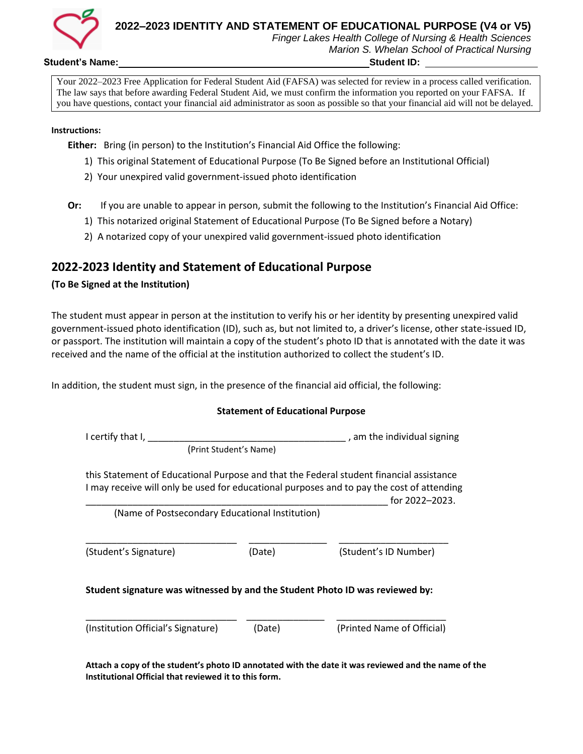# 2022–2023 IDENTITY AND STATEMENT OF EDUCATIONAL PURPOSE (V4 or V5)

*Finger Lakes Health College of Nursing & Health Sciences*
*Marion S. Whelan School of Practical Nursing*

**Student's Name:** ______________________________ **Student ID:** ____________________

> Your 2022–2023 Free Application for Federal Student Aid (FAFSA) was selected for review in a process called verification. The law says that before awarding Federal Student Aid, we must confirm the information you reported on your FAFSA. If you have questions, contact your financial aid administrator as soon as possible so that your financial aid will not be delayed.

**Instructions:**

**Either:** Bring (in person) to the Institution's Financial Aid Office the following:

1) This original Statement of Educational Purpose (To Be Signed before an Institutional Official)
2) Your unexpired valid government-issued photo identification

**Or:** If you are unable to appear in person, submit the following to the Institution's Financial Aid Office:

1) This notarized original Statement of Educational Purpose (To Be Signed before a Notary)
2) A notarized copy of your unexpired valid government-issued photo identification

## 2022-2023 Identity and Statement of Educational Purpose

**(To Be Signed at the Institution)**

The student must appear in person at the institution to verify his or her identity by presenting unexpired valid government-issued photo identification (ID), such as, but not limited to, a driver's license, other state-issued ID, or passport. The institution will maintain a copy of the student's photo ID that is annotated with the date it was received and the name of the official at the institution authorized to collect the student's ID.

In addition, the student must sign, in the presence of the financial aid official, the following:

**Statement of Educational Purpose**

I certify that I, ______________________________________ , am the individual signing
(Print Student's Name)

this Statement of Educational Purpose and that the Federal student financial assistance I may receive will only be used for educational purposes and to pay the cost of attending ___________________________________________________________ for 2022–2023.
(Name of Postsecondary Educational Institution)

_____________________________ _______________ _____________________
(Student's Signature) (Date) (Student's ID Number)

**Student signature was witnessed by and the Student Photo ID was reviewed by:**

_____________________________ _______________ _____________________
(Institution Official's Signature) (Date) (Printed Name of Official)

**Attach a copy of the student's photo ID annotated with the date it was reviewed and the name of the Institutional Official that reviewed it to this form.**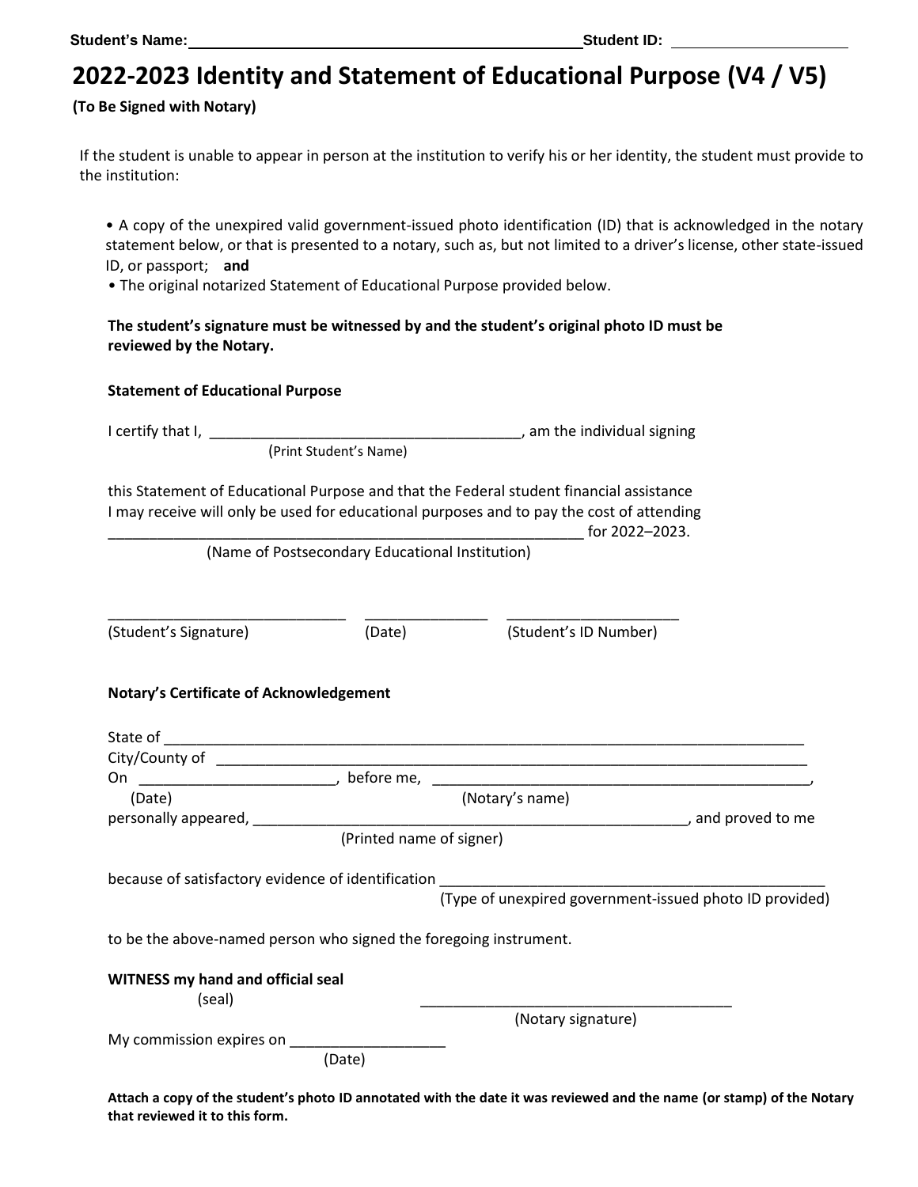Student's Name: ______________________________________________ Student ID: ____________________

# 2022-2023 Identity and Statement of Educational Purpose (V4 / V5)

**(To Be Signed with Notary)**

If the student is unable to appear in person at the institution to verify his or her identity, the student must provide to the institution:

- A copy of the unexpired valid government-issued photo identification (ID) that is acknowledged in the notary statement below, or that is presented to a notary, such as, but not limited to a driver's license, other state-issued ID, or passport; **and**
- The original notarized Statement of Educational Purpose provided below.

**The student's signature must be witnessed by and the student's original photo ID must be reviewed by the Notary.**

**Statement of Educational Purpose**

I certify that I, ______________________________________, am the individual signing
(Print Student's Name)

this Statement of Educational Purpose and that the Federal student financial assistance I may receive will only be used for educational purposes and to pay the cost of attending ________________________________________________________ for 2022–2023.
(Name of Postsecondary Educational Institution)

______________________________ _______________ _____________________
(Student's Signature) (Date) (Student's ID Number)

**Notary's Certificate of Acknowledgement**

State of ________________________________________________________________________________

City/County of ___________________________________________________________________________

On ________________________, before me, ________________________________________________,
(Date) (Notary's name)

personally appeared, _____________________________________________________, and proved to me
(Printed name of signer)

because of satisfactory evidence of identification ________________________________________________
(Type of unexpired government-issued photo ID provided)

to be the above-named person who signed the foregoing instrument.

**WITNESS my hand and official seal**

(seal) _______________________________________
(Notary signature)

My commission expires on ___________________
(Date)

**Attach a copy of the student's photo ID annotated with the date it was reviewed and the name (or stamp) of the Notary that reviewed it to this form.**